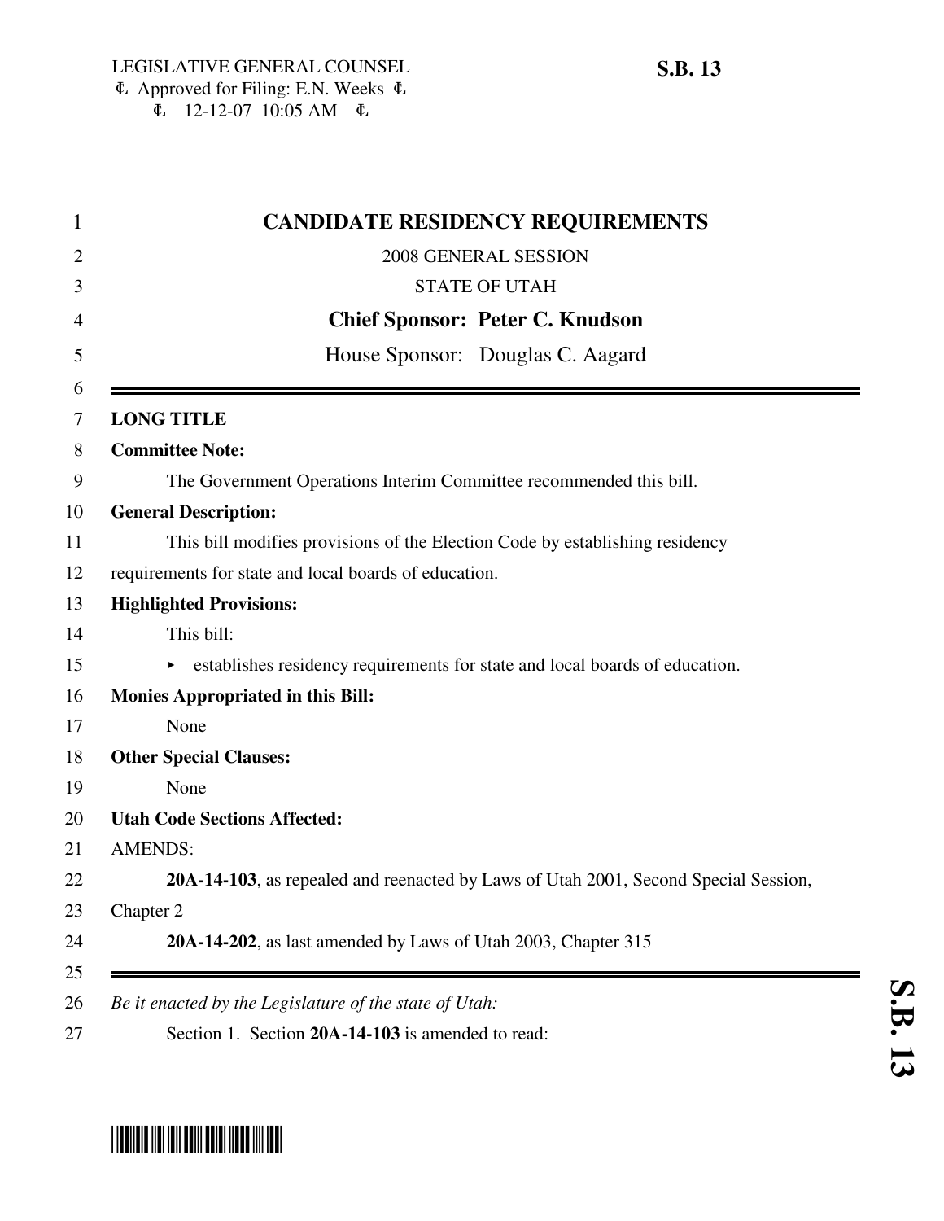LEGISLATIVE GENERAL COUNSEL
Approved for Filing: E.N. Weeks
12-12-07 10:05 AM

**S.B. 13**

# CANDIDATE RESIDENCY REQUIREMENTS

2008 GENERAL SESSION

STATE OF UTAH

**Chief Sponsor: Peter C. Knudson**

House Sponsor: Douglas C. Aagard

---

**LONG TITLE**

**Committee Note:**

The Government Operations Interim Committee recommended this bill.

**General Description:**

This bill modifies provisions of the Election Code by establishing residency requirements for state and local boards of education.

**Highlighted Provisions:**

This bill:

- establishes residency requirements for state and local boards of education.

**Monies Appropriated in this Bill:**

None

**Other Special Clauses:**

None

**Utah Code Sections Affected:**

AMENDS:

**20A-14-103**, as repealed and reenacted by Laws of Utah 2001, Second Special Session, Chapter 2

**20A-14-202**, as last amended by Laws of Utah 2003, Chapter 315

---

*Be it enacted by the Legislature of the state of Utah:*

Section 1. Section **20A-14-103** is amended to read: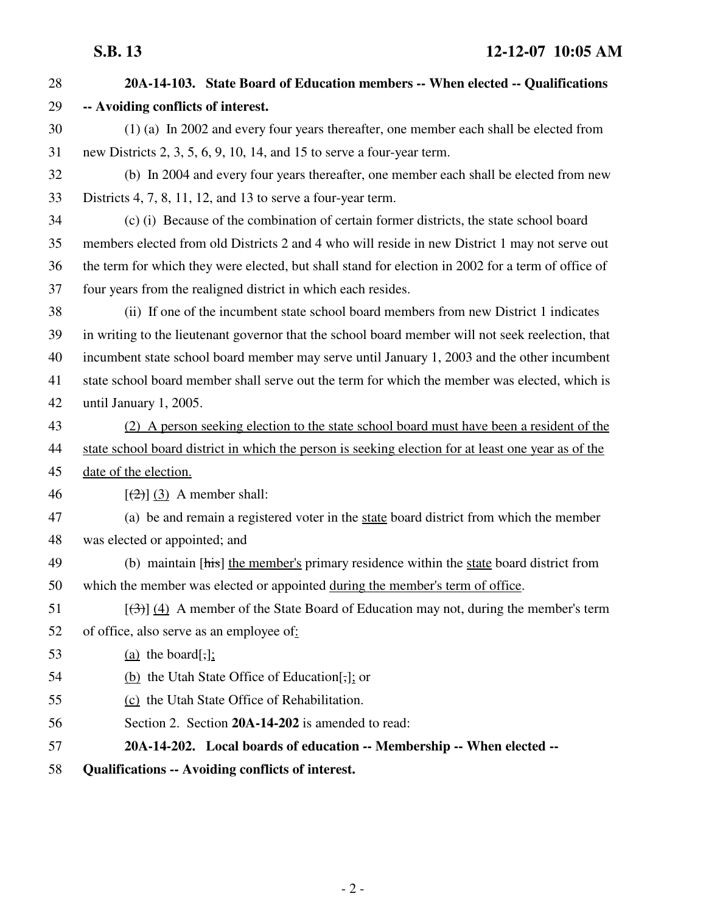**20A-14-103. State Board of Education members -- When elected -- Qualifications -- Avoiding conflicts of interest.**

(1) (a) In 2002 and every four years thereafter, one member each shall be elected from new Districts 2, 3, 5, 6, 9, 10, 14, and 15 to serve a four-year term.

(b) In 2004 and every four years thereafter, one member each shall be elected from new Districts 4, 7, 8, 11, 12, and 13 to serve a four-year term.

(c) (i) Because of the combination of certain former districts, the state school board members elected from old Districts 2 and 4 who will reside in new District 1 may not serve out the term for which they were elected, but shall stand for election in 2002 for a term of office of four years from the realigned district in which each resides.

(ii) If one of the incumbent state school board members from new District 1 indicates in writing to the lieutenant governor that the school board member will not seek reelection, that incumbent state school board member may serve until January 1, 2003 and the other incumbent state school board member shall serve out the term for which the member was elected, which is until January 1, 2005.

<u>(2) A person seeking election to the state school board must have been a resident of the state school board district in which the person is seeking election for at least one year as of the date of the election.</u>

[~~(2)~~] <u>(3)</u> A member shall:

(a) be and remain a registered voter in the <u>state</u> board district from which the member was elected or appointed; and

(b) maintain [~~his~~] <u>the member's</u> primary residence within the <u>state</u> board district from which the member was elected or appointed <u>during the member's term of office</u>.

[~~(3)~~] <u>(4)</u> A member of the State Board of Education may not, during the member's term of office, also serve as an employee of<u>:</u>

<u>(a)</u> the board[~~,~~]<u>;</u>

<u>(b)</u> the Utah State Office of Education[~~,~~]<u>;</u> or

<u>(c)</u> the Utah State Office of Rehabilitation.

Section 2. Section **20A-14-202** is amended to read:

**20A-14-202. Local boards of education -- Membership -- When elected -- Qualifications -- Avoiding conflicts of interest.**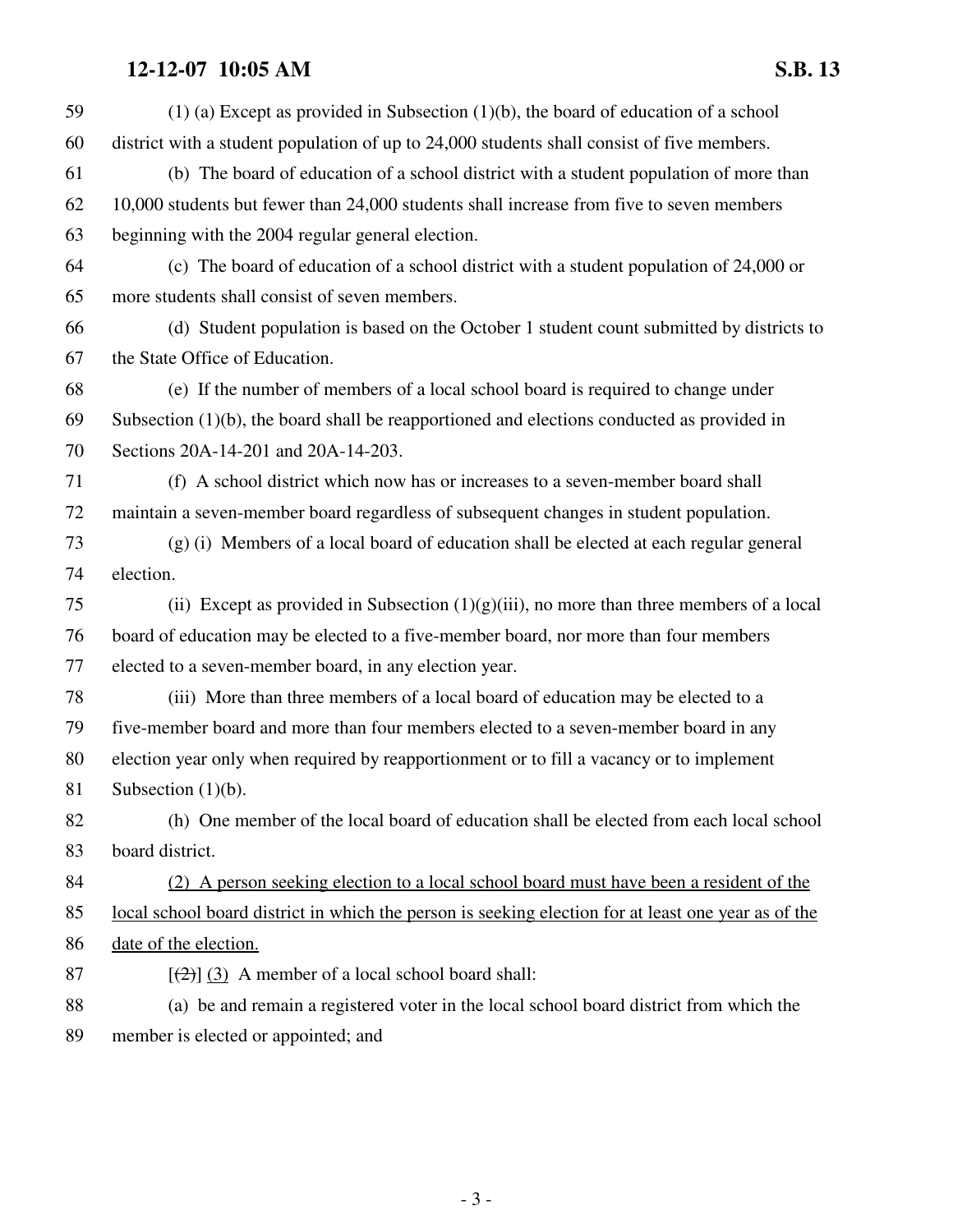(1) (a) Except as provided in Subsection (1)(b), the board of education of a school district with a student population of up to 24,000 students shall consist of five members.

(b) The board of education of a school district with a student population of more than 10,000 students but fewer than 24,000 students shall increase from five to seven members beginning with the 2004 regular general election.

(c) The board of education of a school district with a student population of 24,000 or more students shall consist of seven members.

(d) Student population is based on the October 1 student count submitted by districts to the State Office of Education.

(e) If the number of members of a local school board is required to change under Subsection (1)(b), the board shall be reapportioned and elections conducted as provided in Sections 20A-14-201 and 20A-14-203.

(f) A school district which now has or increases to a seven-member board shall maintain a seven-member board regardless of subsequent changes in student population.

(g) (i) Members of a local board of education shall be elected at each regular general election.

(ii) Except as provided in Subsection (1)(g)(iii), no more than three members of a local board of education may be elected to a five-member board, nor more than four members elected to a seven-member board, in any election year.

(iii) More than three members of a local board of education may be elected to a five-member board and more than four members elected to a seven-member board in any election year only when required by reapportionment or to fill a vacancy or to implement Subsection (1)(b).

(h) One member of the local board of education shall be elected from each local school board district.

<u>(2) A person seeking election to a local school board must have been a resident of the local school board district in which the person is seeking election for at least one year as of the date of the election.</u>

[~~(2)~~] <u>(3)</u> A member of a local school board shall:

(a) be and remain a registered voter in the local school board district from which the member is elected or appointed; and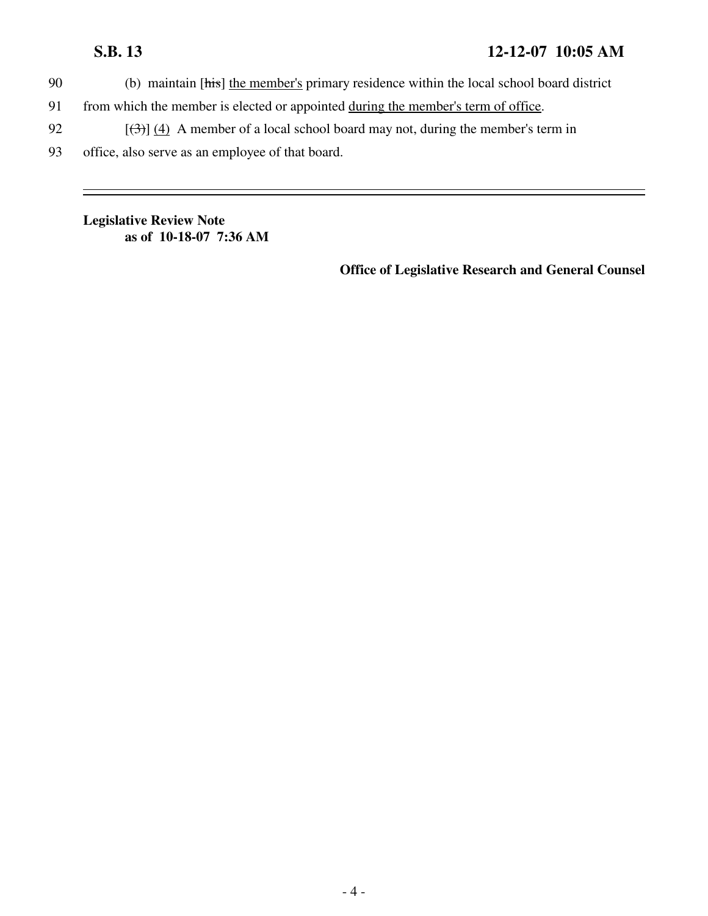90 (b) maintain [~~his~~] <u>the member's</u> primary residence within the local school board district

91 from which the member is elected or appointed <u>during the member's term of office</u>.

92 [~~(3)~~] <u>(4)</u> A member of a local school board may not, during the member's term in

93 office, also serve as an employee of that board.

---

**Legislative Review Note**
**as of 10-18-07 7:36 AM**

**Office of Legislative Research and General Counsel**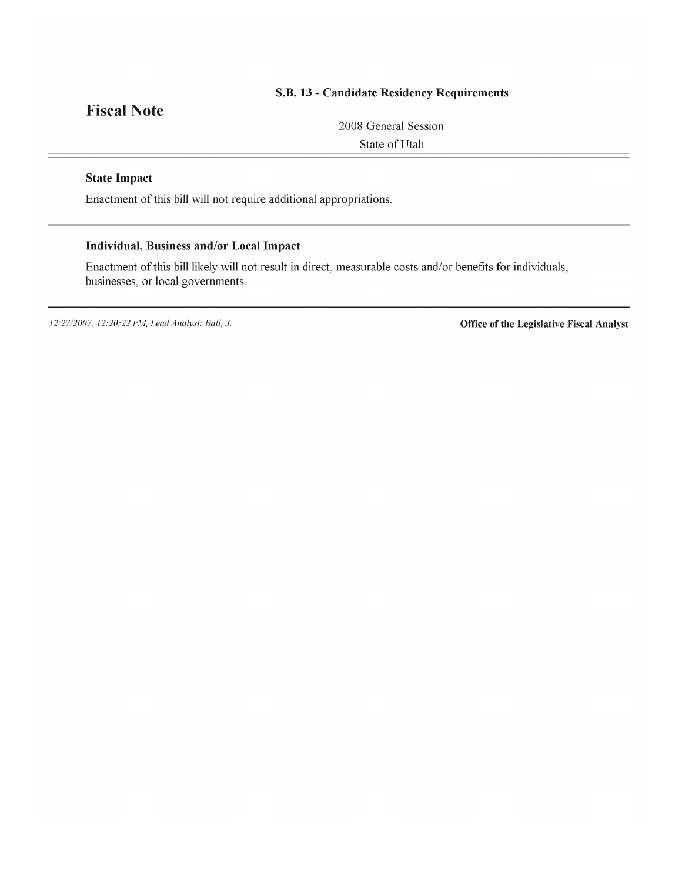# Fiscal Note

## S.B. 13 - Candidate Residency Requirements

2008 General Session

State of Utah

### State Impact

Enactment of this bill will not require additional appropriations.

### Individual, Business and/or Local Impact

Enactment of this bill likely will not result in direct, measurable costs and/or benefits for individuals, businesses, or local governments.

*12/27/2007, 12:20:22 PM, Lead Analyst: Ball, J.*

**Office of the Legislative Fiscal Analyst**